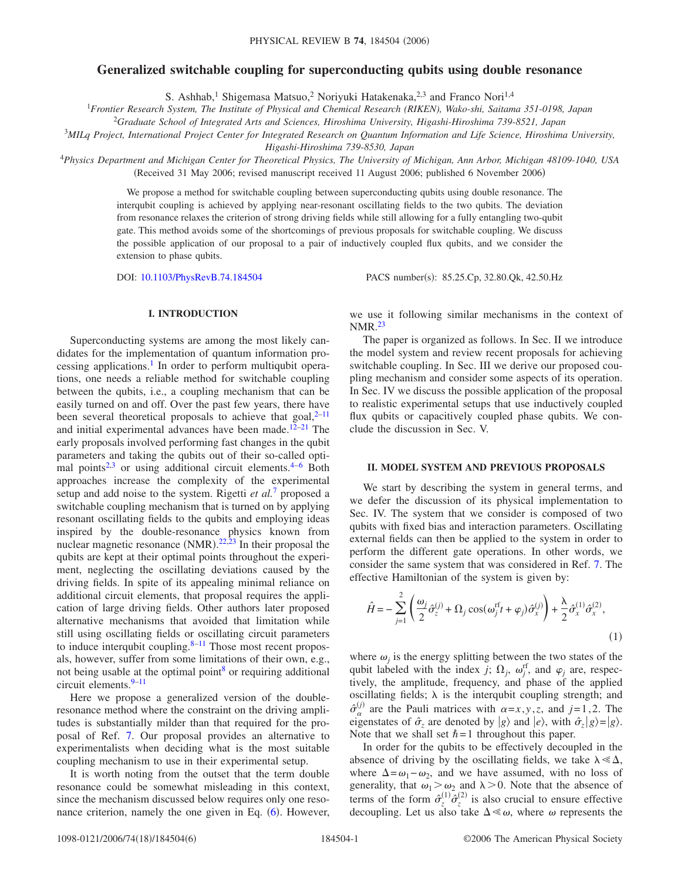# Generalized switchable coupling for superconducting qubits using double resonance

S. Ashhab,[1] Shigemasa Matsuo,[2] Noriyuki Hatakenaka,[2,3] and Franco Nori[1,4]

[1] *Frontier Research System, The Institute of Physical and Chemical Research (RIKEN), Wako-shi, Saitama 351-0198, Japan*

[2] *Graduate School of Integrated Arts and Sciences, Hiroshima University, Higashi-Hiroshima 739-8521, Japan*

[3] *MILq Project, International Project Center for Integrated Research on Quantum Information and Life Science, Hiroshima University, Higashi-Hiroshima 739-8530, Japan*

[4] *Physics Department and Michigan Center for Theoretical Physics, The University of Michigan, Ann Arbor, Michigan 48109-1040, USA*

(Received 31 May 2006; revised manuscript received 11 August 2006; published 6 November 2006)

We propose a method for switchable coupling between superconducting qubits using double resonance. The interqubit coupling is achieved by applying near-resonant oscillating fields to the two qubits. The deviation from resonance relaxes the criterion of strong driving fields while still allowing for a fully entangling two-qubit gate. This method avoids some of the shortcomings of previous proposals for switchable coupling. We discuss the possible application of our proposal to a pair of inductively coupled flux qubits, and we consider the extension to phase qubits.

DOI: 10.1103/PhysRevB.74.184504 PACS number(s): 85.25.Cp, 32.80.Qk, 42.50.Hz

## I. INTRODUCTION

Superconducting systems are among the most likely candidates for the implementation of quantum information processing applications.[1] In order to perform multiqubit operations, one needs a reliable method for switchable coupling between the qubits, i.e., a coupling mechanism that can be easily turned on and off. Over the past few years, there have been several theoretical proposals to achieve that goal,[2–11] and initial experimental advances have been made.[12–21] The early proposals involved performing fast changes in the qubit parameters and taking the qubits out of their so-called optimal points[2,3] or using additional circuit elements.[4–6] Both approaches increase the complexity of the experimental setup and add noise to the system. Rigetti *et al.*[7] proposed a switchable coupling mechanism that is turned on by applying resonant oscillating fields to the qubits and employing ideas inspired by the double-resonance physics known from nuclear magnetic resonance (NMR).[22,23] In their proposal the qubits are kept at their optimal points throughout the experiment, neglecting the oscillating deviations caused by the driving fields. In spite of its appealing minimal reliance on additional circuit elements, that proposal requires the application of large driving fields. Other authors later proposed alternative mechanisms that avoided that limitation while still using oscillating fields or oscillating circuit parameters to induce interqubit coupling.[8–11] Those most recent proposals, however, suffer from some limitations of their own, e.g., not being usable at the optimal point[8] or requiring additional circuit elements.[9–11]

Here we propose a generalized version of the double-resonance method where the constraint on the driving amplitudes is substantially milder than that required for the proposal of Ref. 7. Our proposal provides an alternative to experimentalists when deciding what is the most suitable coupling mechanism to use in their experimental setup.

It is worth noting from the outset that the term double resonance could be somewhat misleading in this context, since the mechanism discussed below requires only one resonance criterion, namely the one given in Eq. (6). However, we use it following similar mechanisms in the context of NMR.[23]

The paper is organized as follows. In Sec. II we introduce the model system and review recent proposals for achieving switchable coupling. In Sec. III we derive our proposed coupling mechanism and consider some aspects of its operation. In Sec. IV we discuss the possible application of the proposal to realistic experimental setups that use inductively coupled flux qubits or capacitively coupled phase qubits. We conclude the discussion in Sec. V.

## II. MODEL SYSTEM AND PREVIOUS PROPOSALS

We start by describing the system in general terms, and we defer the discussion of its physical implementation to Sec. IV. The system that we consider is composed of two qubits with fixed bias and interaction parameters. Oscillating external fields can then be applied to the system in order to perform the different gate operations. In other words, we consider the same system that was considered in Ref. 7. The effective Hamiltonian of the system is given by:

$$\hat{H} = -\sum_{j=1}^{2}\left(\frac{\omega_j}{2}\hat{\sigma}_z^{(j)} + \Omega_j\cos(\omega_j^{\mathrm{rf}}t + \varphi_j)\hat{\sigma}_x^{(j)}\right) + \frac{\lambda}{2}\hat{\sigma}_x^{(1)}\hat{\sigma}_x^{(2)}, \tag{1}$$

where $\omega_j$ is the energy splitting between the two states of the qubit labeled with the index $j$; $\Omega_j$, $\omega_j^{\mathrm{rf}}$, and $\varphi_j$ are, respectively, the amplitude, frequency, and phase of the applied oscillating fields; $\lambda$ is the interqubit coupling strength; and $\hat{\sigma}_\alpha^{(j)}$ are the Pauli matrices with $\alpha = x, y, z$, and $j = 1, 2$. The eigenstates of $\hat{\sigma}_z$ are denoted by $|g\rangle$ and $|e\rangle$, with $\hat{\sigma}_z|g\rangle = |g\rangle$. Note that we shall set $\hbar = 1$ throughout this paper.

In order for the qubits to be effectively decoupled in the absence of driving by the oscillating fields, we take $\lambda \ll \Delta$, where $\Delta = \omega_1 - \omega_2$, and we have assumed, with no loss of generality, that $\omega_1 > \omega_2$ and $\lambda > 0$. Note that the absence of terms of the form $\hat{\sigma}_z^{(1)}\hat{\sigma}_z^{(2)}$ is also crucial to ensure effective decoupling. Let us also take $\Delta \ll \omega$, where $\omega$ represents the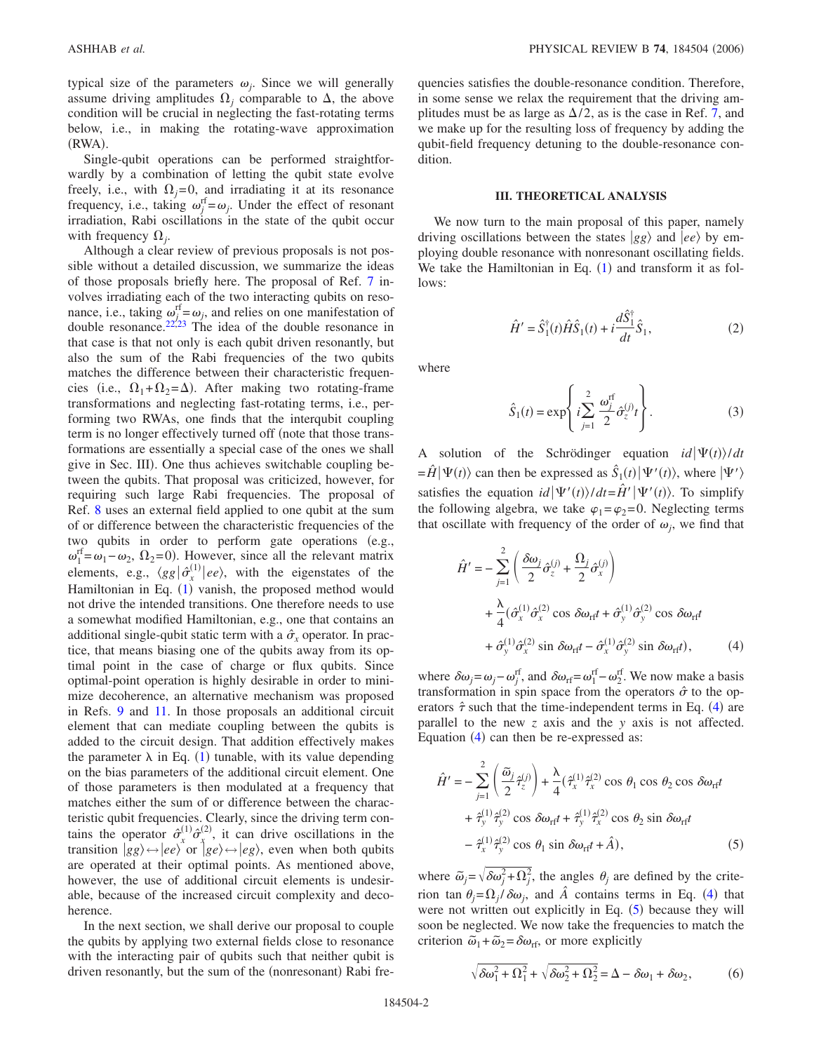typical size of the parameters $\omega_j$. Since we will generally assume driving amplitudes $\Omega_j$ comparable to $\Delta$, the above condition will be crucial in neglecting the fast-rotating terms below, i.e., in making the rotating-wave approximation (RWA).

Single-qubit operations can be performed straightforwardly by a combination of letting the qubit state evolve freely, i.e., with $\Omega_j=0$, and irradiating it at its resonance frequency, i.e., taking $\omega_j^{\rm rf}=\omega_j$. Under the effect of resonant irradiation, Rabi oscillations in the state of the qubit occur with frequency $\Omega_j$.

Although a clear review of previous proposals is not possible without a detailed discussion, we summarize the ideas of those proposals briefly here. The proposal of Ref. 7 involves irradiating each of the two interacting qubits on resonance, i.e., taking $\omega_j^{\rm rf}=\omega_j$, and relies on one manifestation of double resonance.[22,23] The idea of the double resonance in that case is that not only is each qubit driven resonantly, but also the sum of the Rabi frequencies of the two qubits matches the difference between their characteristic frequencies (i.e., $\Omega_1+\Omega_2=\Delta$). After making two rotating-frame transformations and neglecting fast-rotating terms, i.e., performing two RWAs, one finds that the interqubit coupling term is no longer effectively turned off (note that those transformations are essentially a special case of the ones we shall give in Sec. III). One thus achieves switchable coupling between the qubits. That proposal was criticized, however, for requiring such large Rabi frequencies. The proposal of Ref. 8 uses an external field applied to one qubit at the sum of or difference between the characteristic frequencies of the two qubits in order to perform gate operations (e.g., $\omega_1^{\rm rf}=\omega_1-\omega_2$, $\Omega_2=0$). However, since all the relevant matrix elements, e.g., $\langle gg|\hat{\sigma}_x^{(1)}|ee\rangle$, with the eigenstates of the Hamiltonian in Eq. (1) vanish, the proposed method would not drive the intended transitions. One therefore needs to use a somewhat modified Hamiltonian, e.g., one that contains an additional single-qubit static term with a $\hat{\sigma}_x$ operator. In practice, that means biasing one of the qubits away from its optimal point in the case of charge or flux qubits. Since optimal-point operation is highly desirable in order to minimize decoherence, an alternative mechanism was proposed in Refs. 9 and 11. In those proposals an additional circuit element that can mediate coupling between the qubits is added to the circuit design. That addition effectively makes the parameter $\lambda$ in Eq. (1) tunable, with its value depending on the bias parameters of the additional circuit element. One of those parameters is then modulated at a frequency that matches either the sum of or difference between the characteristic qubit frequencies. Clearly, since the driving term contains the operator $\hat{\sigma}_x^{(1)}\hat{\sigma}_x^{(2)}$, it can drive oscillations in the transition $|gg\rangle\leftrightarrow|ee\rangle$ or $|ge\rangle\leftrightarrow|eg\rangle$, even when both qubits are operated at their optimal points. As mentioned above, however, the use of additional circuit elements is undesirable, because of the increased circuit complexity and decoherence.

In the next section, we shall derive our proposal to couple the qubits by applying two external fields close to resonance with the interacting pair of qubits such that neither qubit is driven resonantly, but the sum of the (nonresonant) Rabi frequencies satisfies the double-resonance condition. Therefore, in some sense we relax the requirement that the driving amplitudes must be as large as $\Delta/2$, as is the case in Ref. 7, and we make up for the resulting loss of frequency by adding the qubit-field frequency detuning to the double-resonance condition.

## III. THEORETICAL ANALYSIS

We now turn to the main proposal of this paper, namely driving oscillations between the states $|gg\rangle$ and $|ee\rangle$ by employing double resonance with nonresonant oscillating fields. We take the Hamiltonian in Eq. (1) and transform it as follows:

$$\hat{H}'=\hat{S}_1^{\dagger}(t)\hat{H}\hat{S}_1(t)+i\frac{d\hat{S}_1^{\dagger}}{dt}\hat{S}_1, \tag{2}$$

where

$$\hat{S}_1(t)=\exp\left\{i\sum_{j=1}^{2}\frac{\omega_j^{\rm rf}}{2}\hat{\sigma}_z^{(j)}t\right\}. \tag{3}$$

A solution of the Schrödinger equation $id|\Psi(t)\rangle/dt=\hat{H}|\Psi(t)\rangle$ can then be expressed as $\hat{S}_1(t)|\Psi'(t)\rangle$, where $|\Psi'\rangle$ satisfies the equation $id|\Psi'(t)\rangle/dt=\hat{H}'|\Psi'(t)\rangle$. To simplify the following algebra, we take $\varphi_1=\varphi_2=0$. Neglecting terms that oscillate with frequency of the order of $\omega_j$, we find that

$$\begin{aligned}\hat{H}'=&-\sum_{j=1}^{2}\left(\frac{\delta\omega_j}{2}\hat{\sigma}_z^{(j)}+\frac{\Omega_j}{2}\hat{\sigma}_x^{(j)}\right)\\&+\frac{\lambda}{4}(\hat{\sigma}_x^{(1)}\hat{\sigma}_x^{(2)}\cos\delta\omega_{\rm rf}t+\hat{\sigma}_y^{(1)}\hat{\sigma}_y^{(2)}\cos\delta\omega_{\rm rf}t\\&+\hat{\sigma}_y^{(1)}\hat{\sigma}_x^{(2)}\sin\delta\omega_{\rm rf}t-\hat{\sigma}_x^{(1)}\hat{\sigma}_y^{(2)}\sin\delta\omega_{\rm rf}t),\end{aligned} \tag{4}$$

where $\delta\omega_j=\omega_j-\omega_j^{\rm rf}$, and $\delta\omega_{\rm rf}=\omega_1^{\rm rf}-\omega_2^{\rm rf}$. We now make a basis transformation in spin space from the operators $\hat{\sigma}$ to the operators $\hat{\tau}$ such that the time-independent terms in Eq. (4) are parallel to the new $z$ axis and the $y$ axis is not affected. Equation (4) can then be re-expressed as:

$$\begin{aligned}\hat{H}'=&-\sum_{j=1}^{2}\left(\frac{\tilde{\omega}_j}{2}\hat{\tau}_z^{(j)}\right)+\frac{\lambda}{4}(\hat{\tau}_x^{(1)}\hat{\tau}_x^{(2)}\cos\theta_1\cos\theta_2\cos\delta\omega_{\rm rf}t\\&+\hat{\tau}_y^{(1)}\hat{\tau}_y^{(2)}\cos\delta\omega_{\rm rf}t+\hat{\tau}_y^{(1)}\hat{\tau}_x^{(2)}\cos\theta_2\sin\delta\omega_{\rm rf}t\\&-\hat{\tau}_x^{(1)}\hat{\tau}_y^{(2)}\cos\theta_1\sin\delta\omega_{\rm rf}t+\hat{A}),\end{aligned} \tag{5}$$

where $\tilde{\omega}_j=\sqrt{\delta\omega_j^2+\Omega_j^2}$, the angles $\theta_j$ are defined by the criterion $\tan\theta_j=\Omega_j/\delta\omega_j$, and $\hat{A}$ contains terms in Eq. (4) that were not written out explicitly in Eq. (5) because they will soon be neglected. We now take the frequencies to match the criterion $\tilde{\omega}_1+\tilde{\omega}_2=\delta\omega_{\rm rf}$, or more explicitly

$$\sqrt{\delta\omega_1^2+\Omega_1^2}+\sqrt{\delta\omega_2^2+\Omega_2^2}=\Delta-\delta\omega_1+\delta\omega_2, \tag{6}$$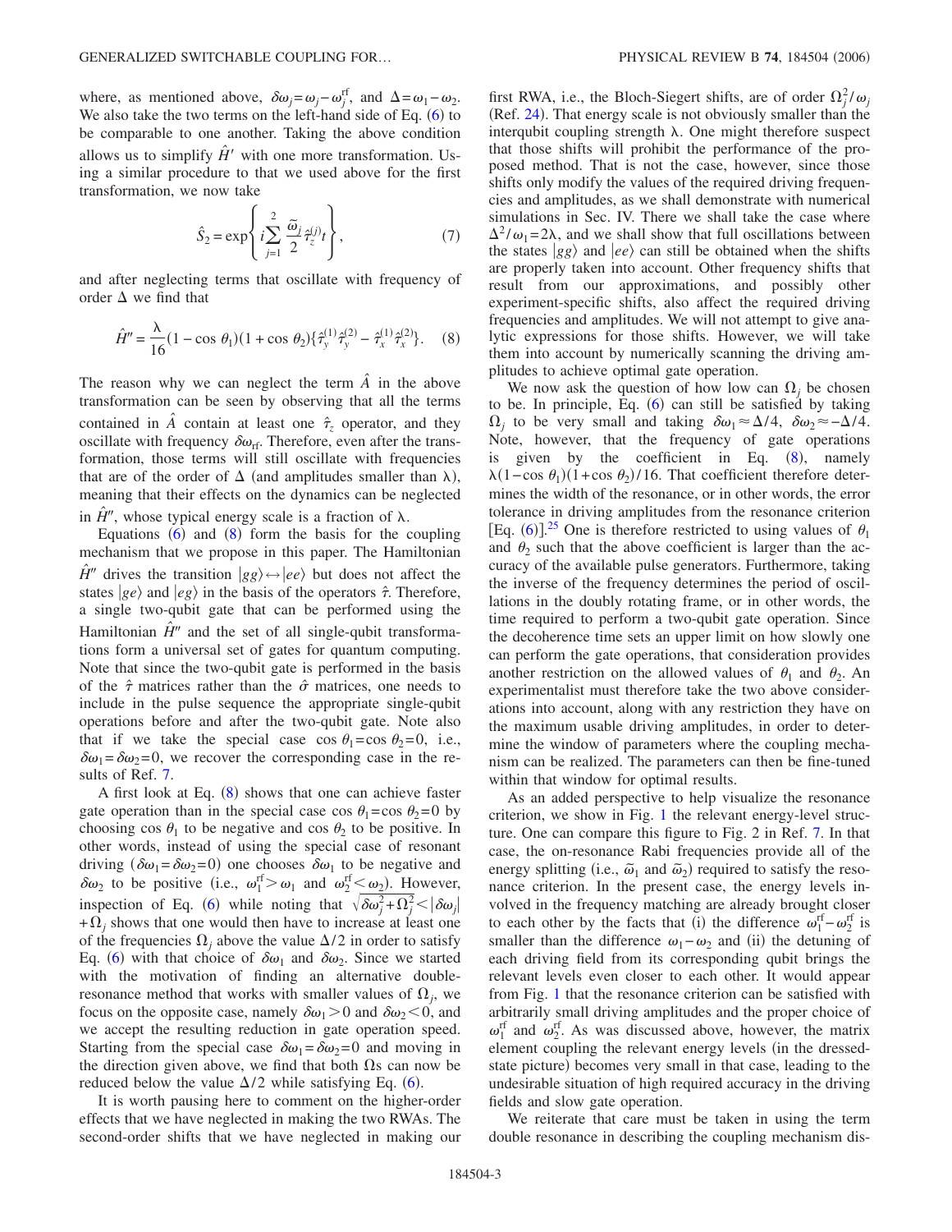where, as mentioned above, $\delta\omega_j = \omega_j - \omega_j^{\text{rf}}$, and $\Delta = \omega_1 - \omega_2$. We also take the two terms on the left-hand side of Eq. (6) to be comparable to one another. Taking the above condition allows us to simplify $\hat{H}'$ with one more transformation. Using a similar procedure to that we used above for the first transformation, we now take

$$\hat{S}_2 = \exp\left\{ i \sum_{j=1}^{2} \frac{\tilde{\omega}_j}{2} \hat{\tau}_z^{(j)} t \right\}, \tag{7}$$

and after neglecting terms that oscillate with frequency of order $\Delta$ we find that

$$\hat{H}'' = \frac{\lambda}{16}(1 - \cos\theta_1)(1 + \cos\theta_2)\{\hat{\tau}_y^{(1)}\hat{\tau}_y^{(2)} - \hat{\tau}_x^{(1)}\hat{\tau}_x^{(2)}\}. \tag{8}$$

The reason why we can neglect the term $\hat{A}$ in the above transformation can be seen by observing that all the terms contained in $\hat{A}$ contain at least one $\hat{\tau}_z$ operator, and they oscillate with frequency $\delta\omega_{\text{rf}}$. Therefore, even after the transformation, those terms will still oscillate with frequencies that are of the order of $\Delta$ (and amplitudes smaller than $\lambda$), meaning that their effects on the dynamics can be neglected in $\hat{H}''$, whose typical energy scale is a fraction of $\lambda$.

Equations (6) and (8) form the basis for the coupling mechanism that we propose in this paper. The Hamiltonian $\hat{H}''$ drives the transition $|gg\rangle \leftrightarrow |ee\rangle$ but does not affect the states $|ge\rangle$ and $|eg\rangle$ in the basis of the operators $\hat{\tau}$. Therefore, a single two-qubit gate that can be performed using the Hamiltonian $\hat{H}''$ and the set of all single-qubit transformations form a universal set of gates for quantum computing. Note that since the two-qubit gate is performed in the basis of the $\hat{\tau}$ matrices rather than the $\hat{\sigma}$ matrices, one needs to include in the pulse sequence the appropriate single-qubit operations before and after the two-qubit gate. Note also that if we take the special case $\cos\theta_1 = \cos\theta_2 = 0$, i.e., $\delta\omega_1 = \delta\omega_2 = 0$, we recover the corresponding case in the results of Ref. 7.

A first look at Eq. (8) shows that one can achieve faster gate operation than in the special case $\cos\theta_1 = \cos\theta_2 = 0$ by choosing $\cos\theta_1$ to be negative and $\cos\theta_2$ to be positive. In other words, instead of using the special case of resonant driving ($\delta\omega_1 = \delta\omega_2 = 0$) one chooses $\delta\omega_1$ to be negative and $\delta\omega_2$ to be positive (i.e., $\omega_1^{\text{rf}} > \omega_1$ and $\omega_2^{\text{rf}} < \omega_2$). However, inspection of Eq. (6) while noting that $\sqrt{\delta\omega_j^2 + \Omega_j^2} < |\delta\omega_j| + \Omega_j$ shows that one would then have to increase at least one of the frequencies $\Omega_j$ above the value $\Delta/2$ in order to satisfy Eq. (6) with that choice of $\delta\omega_1$ and $\delta\omega_2$. Since we started with the motivation of finding an alternative double-resonance method that works with smaller values of $\Omega_j$, we focus on the opposite case, namely $\delta\omega_1 > 0$ and $\delta\omega_2 < 0$, and we accept the resulting reduction in gate operation speed. Starting from the special case $\delta\omega_1 = \delta\omega_2 = 0$ and moving in the direction given above, we find that both $\Omega$s can now be reduced below the value $\Delta/2$ while satisfying Eq. (6).

It is worth pausing here to comment on the higher-order effects that we have neglected in making the two RWAs. The second-order shifts that we have neglected in making our first RWA, i.e., the Bloch-Siegert shifts, are of order $\Omega_j^2/\omega_j$ (Ref. 24). That energy scale is not obviously smaller than the interqubit coupling strength $\lambda$. One might therefore suspect that those shifts will prohibit the performance of the proposed method. That is not the case, however, since those shifts only modify the values of the required driving frequencies and amplitudes, as we shall demonstrate with numerical simulations in Sec. IV. There we shall take the case where $\Delta^2/\omega_1 = 2\lambda$, and we shall show that full oscillations between the states $|gg\rangle$ and $|ee\rangle$ can still be obtained when the shifts are properly taken into account. Other frequency shifts that result from our approximations, and possibly other experiment-specific shifts, also affect the required driving frequencies and amplitudes. We will not attempt to give analytic expressions for those shifts. However, we will take them into account by numerically scanning the driving amplitudes to achieve optimal gate operation.

We now ask the question of how low can $\Omega_j$ be chosen to be. In principle, Eq. (6) can still be satisfied by taking $\Omega_j$ to be very small and taking $\delta\omega_1 \approx \Delta/4$, $\delta\omega_2 \approx -\Delta/4$. Note, however, that the frequency of gate operations is given by the coefficient in Eq. (8), namely $\lambda(1 - \cos\theta_1)(1 + \cos\theta_2)/16$. That coefficient therefore determines the width of the resonance, or in other words, the error tolerance in driving amplitudes from the resonance criterion [Eq. (6)].[25] One is therefore restricted to using values of $\theta_1$ and $\theta_2$ such that the above coefficient is larger than the accuracy of the available pulse generators. Furthermore, taking the inverse of the frequency determines the period of oscillations in the doubly rotating frame, or in other words, the time required to perform a two-qubit gate operation. Since the decoherence time sets an upper limit on how slowly one can perform the gate operations, that consideration provides another restriction on the allowed values of $\theta_1$ and $\theta_2$. An experimentalist must therefore take the two above considerations into account, along with any restriction they have on the maximum usable driving amplitudes, in order to determine the window of parameters where the coupling mechanism can be realized. The parameters can then be fine-tuned within that window for optimal results.

As an added perspective to help visualize the resonance criterion, we show in Fig. 1 the relevant energy-level structure. One can compare this figure to Fig. 2 in Ref. 7. In that case, the on-resonance Rabi frequencies provide all of the energy splitting (i.e., $\tilde{\omega}_1$ and $\tilde{\omega}_2$) required to satisfy the resonance criterion. In the present case, the energy levels involved in the frequency matching are already brought closer to each other by the facts that (i) the difference $\omega_1^{\text{rf}} - \omega_2^{\text{rf}}$ is smaller than the difference $\omega_1 - \omega_2$ and (ii) the detuning of each driving field from its corresponding qubit brings the relevant levels even closer to each other. It would appear from Fig. 1 that the resonance criterion can be satisfied with arbitrarily small driving amplitudes and the proper choice of $\omega_1^{\text{rf}}$ and $\omega_2^{\text{rf}}$. As was discussed above, however, the matrix element coupling the relevant energy levels (in the dressed-state picture) becomes very small in that case, leading to the undesirable situation of high required accuracy in the driving fields and slow gate operation.

We reiterate that care must be taken in using the term double resonance in describing the coupling mechanism dis-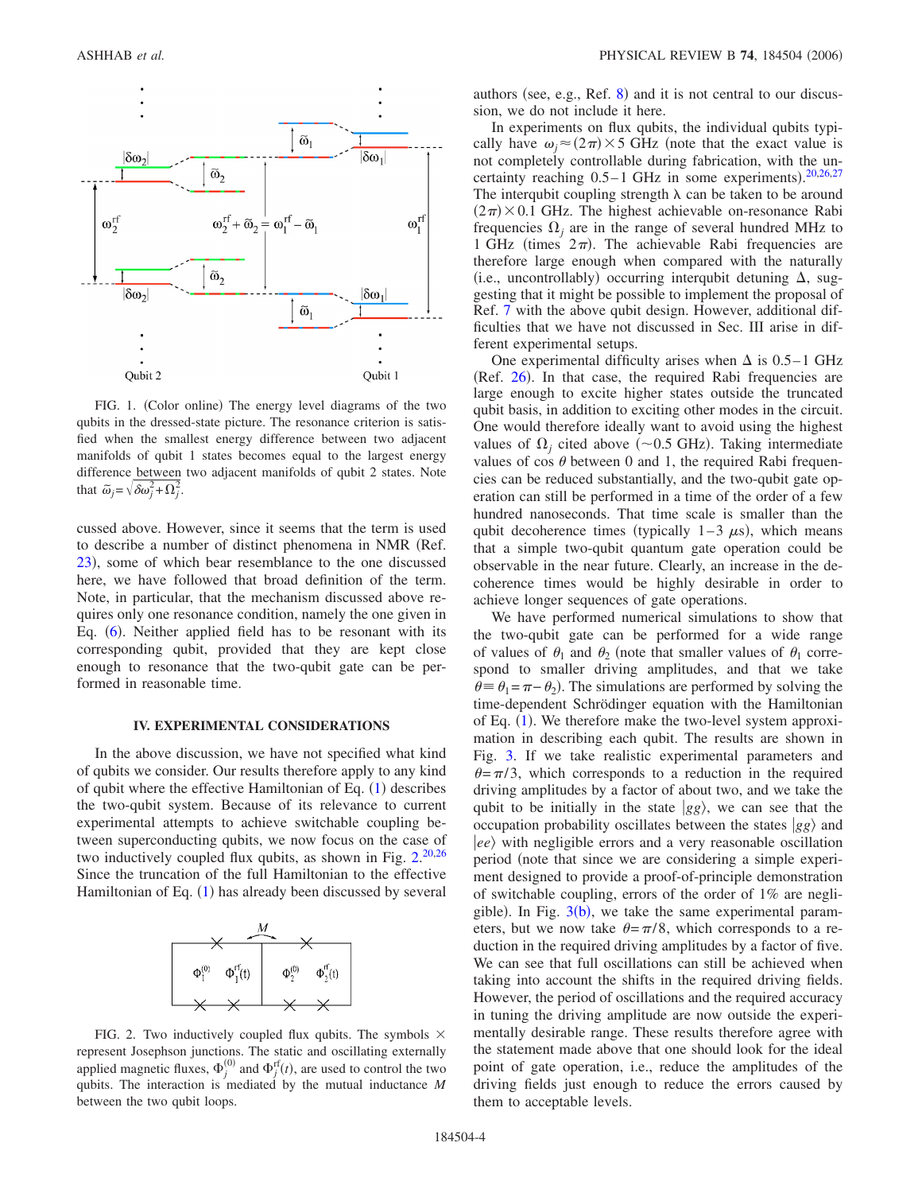FIG. 1. (Color online) The energy level diagrams of the two qubits in the dressed-state picture. The resonance criterion is satisfied when the smallest energy difference between two adjacent manifolds of qubit 1 states becomes equal to the largest energy difference between two adjacent manifolds of qubit 2 states. Note that $\tilde{\omega}_j = \sqrt{\delta\omega_j^2 + \Omega_j^2}$.

cussed above. However, since it seems that the term is used to describe a number of distinct phenomena in NMR (Ref. 23), some of which bear resemblance to the one discussed here, we have followed that broad definition of the term. Note, in particular, that the mechanism discussed above requires only one resonance condition, namely the one given in Eq. (6). Neither applied field has to be resonant with its corresponding qubit, provided that they are kept close enough to resonance that the two-qubit gate can be performed in reasonable time.

## IV. EXPERIMENTAL CONSIDERATIONS

In the above discussion, we have not specified what kind of qubits we consider. Our results therefore apply to any kind of qubit where the effective Hamiltonian of Eq. (1) describes the two-qubit system. Because of its relevance to current experimental attempts to achieve switchable coupling between superconducting qubits, we now focus on the case of two inductively coupled flux qubits, as shown in Fig. 2.[20,26] Since the truncation of the full Hamiltonian to the effective Hamiltonian of Eq. (1) has already been discussed by several authors (see, e.g., Ref. 8) and it is not central to our discussion, we do not include it here.

FIG. 2. Two inductively coupled flux qubits. The symbols $\times$ represent Josephson junctions. The static and oscillating externally applied magnetic fluxes, $\Phi_j^{(0)}$ and $\Phi_j^{\rm rf}(t)$, are used to control the two qubits. The interaction is mediated by the mutual inductance $M$ between the two qubit loops.

In experiments on flux qubits, the individual qubits typically have $\omega_j \approx (2\pi) \times 5$ GHz (note that the exact value is not completely controllable during fabrication, with the uncertainty reaching 0.5–1 GHz in some experiments).[20,26,27] The interqubit coupling strength $\lambda$ can be taken to be around $(2\pi) \times 0.1$ GHz. The highest achievable on-resonance Rabi frequencies $\Omega_j$ are in the range of several hundred MHz to 1 GHz (times $2\pi$). The achievable Rabi frequencies are therefore large enough when compared with the naturally (i.e., uncontrollably) occurring interqubit detuning $\Delta$, suggesting that it might be possible to implement the proposal of Ref. 7 with the above qubit design. However, additional difficulties that we have not discussed in Sec. III arise in different experimental setups.

One experimental difficulty arises when $\Delta$ is 0.5–1 GHz (Ref. 26). In that case, the required Rabi frequencies are large enough to excite higher states outside the truncated qubit basis, in addition to exciting other modes in the circuit. One would therefore ideally want to avoid using the highest values of $\Omega_j$ cited above ($\sim$0.5 GHz). Taking intermediate values of $\cos\theta$ between 0 and 1, the required Rabi frequencies can be reduced substantially, and the two-qubit gate operation can still be performed in a time of the order of a few hundred nanoseconds. That time scale is smaller than the qubit decoherence times (typically 1–3 $\mu$s), which means that a simple two-qubit quantum gate operation could be observable in the near future. Clearly, an increase in the decoherence times would be highly desirable in order to achieve longer sequences of gate operations.

We have performed numerical simulations to show that the two-qubit gate can be performed for a wide range of values of $\theta_1$ and $\theta_2$ (note that smaller values of $\theta_1$ correspond to smaller driving amplitudes, and that we take $\theta \equiv \theta_1 = \pi - \theta_2$). The simulations are performed by solving the time-dependent Schrödinger equation with the Hamiltonian of Eq. (1). We therefore make the two-level system approximation in describing each qubit. The results are shown in Fig. 3. If we take realistic experimental parameters and $\theta = \pi/3$, which corresponds to a reduction in the required driving amplitudes by a factor of about two, and we take the qubit to be initially in the state $|gg\rangle$, we can see that the occupation probability oscillates between the states $|gg\rangle$ and $|ee\rangle$ with negligible errors and a very reasonable oscillation period (note that since we are considering a simple experiment designed to provide a proof-of-principle demonstration of switchable coupling, errors of the order of 1% are negligible). In Fig. 3(b), we take the same experimental parameters, but we now take $\theta = \pi/8$, which corresponds to a reduction in the required driving amplitudes by a factor of five. We can see that full oscillations can still be achieved when taking into account the shifts in the required driving fields. However, the period of oscillations and the required accuracy in tuning the driving amplitude are now outside the experimentally desirable range. These results therefore agree with the statement made above that one should look for the ideal point of gate operation, i.e., reduce the amplitudes of the driving fields just enough to reduce the errors caused by them to acceptable levels.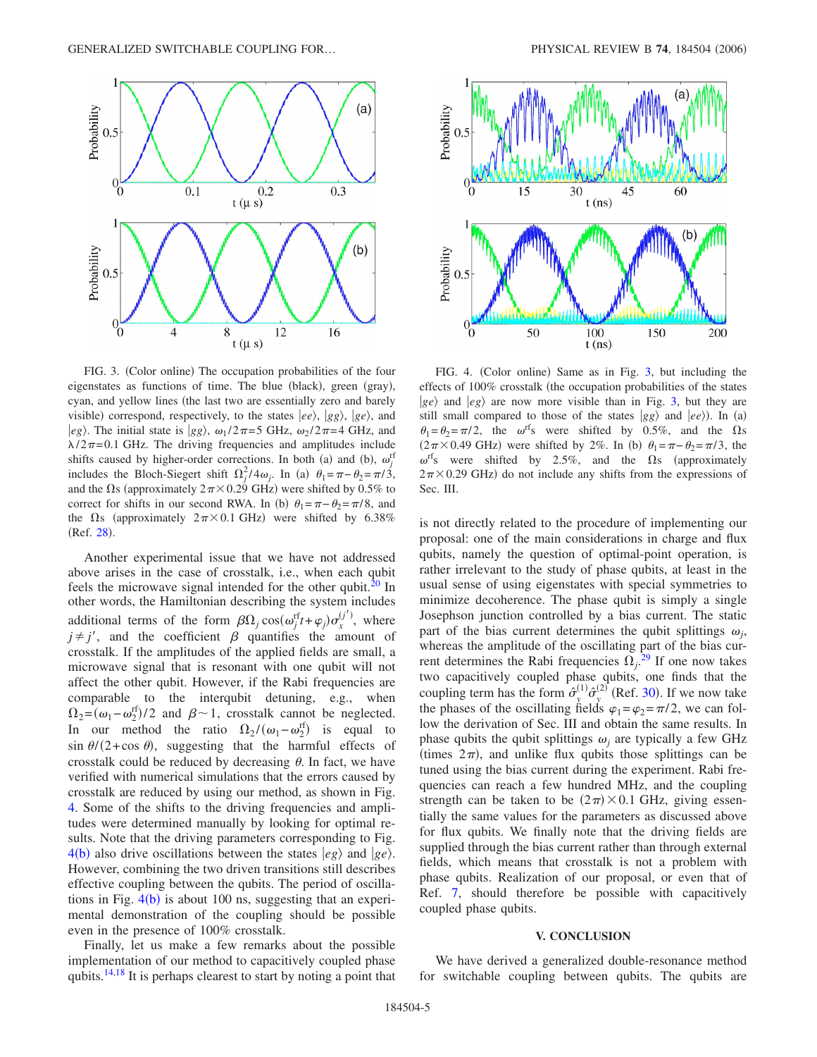FIG. 3. (Color online) The occupation probabilities of the four eigenstates as functions of time. The blue (black), green (gray), cyan, and yellow lines (the last two are essentially zero and barely visible) correspond, respectively, to the states $|ee\rangle$, $|gg\rangle$, $|ge\rangle$, and $|eg\rangle$. The initial state is $|gg\rangle$, $\omega_1/2\pi=5$ GHz, $\omega_2/2\pi=4$ GHz, and $\lambda/2\pi=0.1$ GHz. The driving frequencies and amplitudes include shifts caused by higher-order corrections. In both (a) and (b), $\omega_j^{\text{rf}}$ includes the Bloch-Siegert shift $\Omega_j^2/4\omega_j$. In (a) $\theta_1=\pi-\theta_2=\pi/3$, and the $\Omega$s (approximately $2\pi\times0.29$ GHz) were shifted by 0.5% to correct for shifts in our second RWA. In (b) $\theta_1=\pi-\theta_2=\pi/8$, and the $\Omega$s (approximately $2\pi\times0.1$ GHz) were shifted by 6.38% (Ref. 28).

FIG. 4. (Color online) Same as in Fig. 3, but including the effects of 100% crosstalk (the occupation probabilities of the states $|ge\rangle$ and $|eg\rangle$ are now more visible than in Fig. 3, but they are still small compared to those of the states $|gg\rangle$ and $|ee\rangle$). In (a) $\theta_1=\theta_2=\pi/2$, the $\omega^{\text{rf}}$s were shifted by 0.5%, and the $\Omega$s $(2\pi\times0.49$ GHz) were shifted by 2%. In (b) $\theta_1=\pi-\theta_2=\pi/3$, the $\omega^{\text{rf}}$s were shifted by 2.5%, and the $\Omega$s (approximately $2\pi\times0.29$ GHz) do not include any shifts from the expressions of Sec. III.

Another experimental issue that we have not addressed above arises in the case of crosstalk, i.e., when each qubit feels the microwave signal intended for the other qubit.[20] In other words, the Hamiltonian describing the system includes additional terms of the form $\beta\Omega_j\cos(\omega_j^{\text{rf}}t+\varphi_j)\sigma_x^{(j')}$, where $j\neq j'$, and the coefficient $\beta$ quantifies the amount of crosstalk. If the amplitudes of the applied fields are small, a microwave signal that is resonant with one qubit will not affect the other qubit. However, if the Rabi frequencies are comparable to the interqubit detuning, e.g., when $\Omega_2=(\omega_1-\omega_2^{\text{rf}})/2$ and $\beta\sim1$, crosstalk cannot be neglected. In our method the ratio $\Omega_2/(\omega_1-\omega_2^{\text{rf}})$ is equal to $\sin\theta/(2+\cos\theta)$, suggesting that the harmful effects of crosstalk could be reduced by decreasing $\theta$. In fact, we have verified with numerical simulations that the errors caused by crosstalk are reduced by using our method, as shown in Fig. 4. Some of the shifts to the driving frequencies and amplitudes were determined manually by looking for optimal results. Note that the driving parameters corresponding to Fig. 4(b) also drive oscillations between the states $|eg\rangle$ and $|ge\rangle$. However, combining the two driven transitions still describes effective coupling between the qubits. The period of oscillations in Fig. 4(b) is about 100 ns, suggesting that an experimental demonstration of the coupling should be possible even in the presence of 100% crosstalk.

Finally, let us make a few remarks about the possible implementation of our method to capacitively coupled phase qubits.[14,18] It is perhaps clearest to start by noting a point that is not directly related to the procedure of implementing our proposal: one of the main considerations in charge and flux qubits, namely the question of optimal-point operation, is rather irrelevant to the study of phase qubits, at least in the usual sense of using eigenstates with special symmetries to minimize decoherence. The phase qubit is simply a single Josephson junction controlled by a bias current. The static part of the bias current determines the qubit splittings $\omega_j$, whereas the amplitude of the oscillating part of the bias current determines the Rabi frequencies $\Omega_j$.[29] If one now takes two capacitively coupled phase qubits, one finds that the coupling term has the form $\hat{\sigma}_y^{(1)}\hat{\sigma}_y^{(2)}$ (Ref. 30). If we now take the phases of the oscillating fields $\varphi_1=\varphi_2=\pi/2$, we can follow the derivation of Sec. III and obtain the same results. In phase qubits the qubit splittings $\omega_j$ are typically a few GHz (times $2\pi$), and unlike flux qubits those splittings can be tuned using the bias current during the experiment. Rabi frequencies can reach a few hundred MHz, and the coupling strength can be taken to be $(2\pi)\times0.1$ GHz, giving essentially the same values for the parameters as discussed above for flux qubits. We finally note that the driving fields are supplied through the bias current rather than through external fields, which means that crosstalk is not a problem with phase qubits. Realization of our proposal, or even that of Ref. 7, should therefore be possible with capacitively coupled phase qubits.

## V. CONCLUSION

We have derived a generalized double-resonance method for switchable coupling between qubits. The qubits are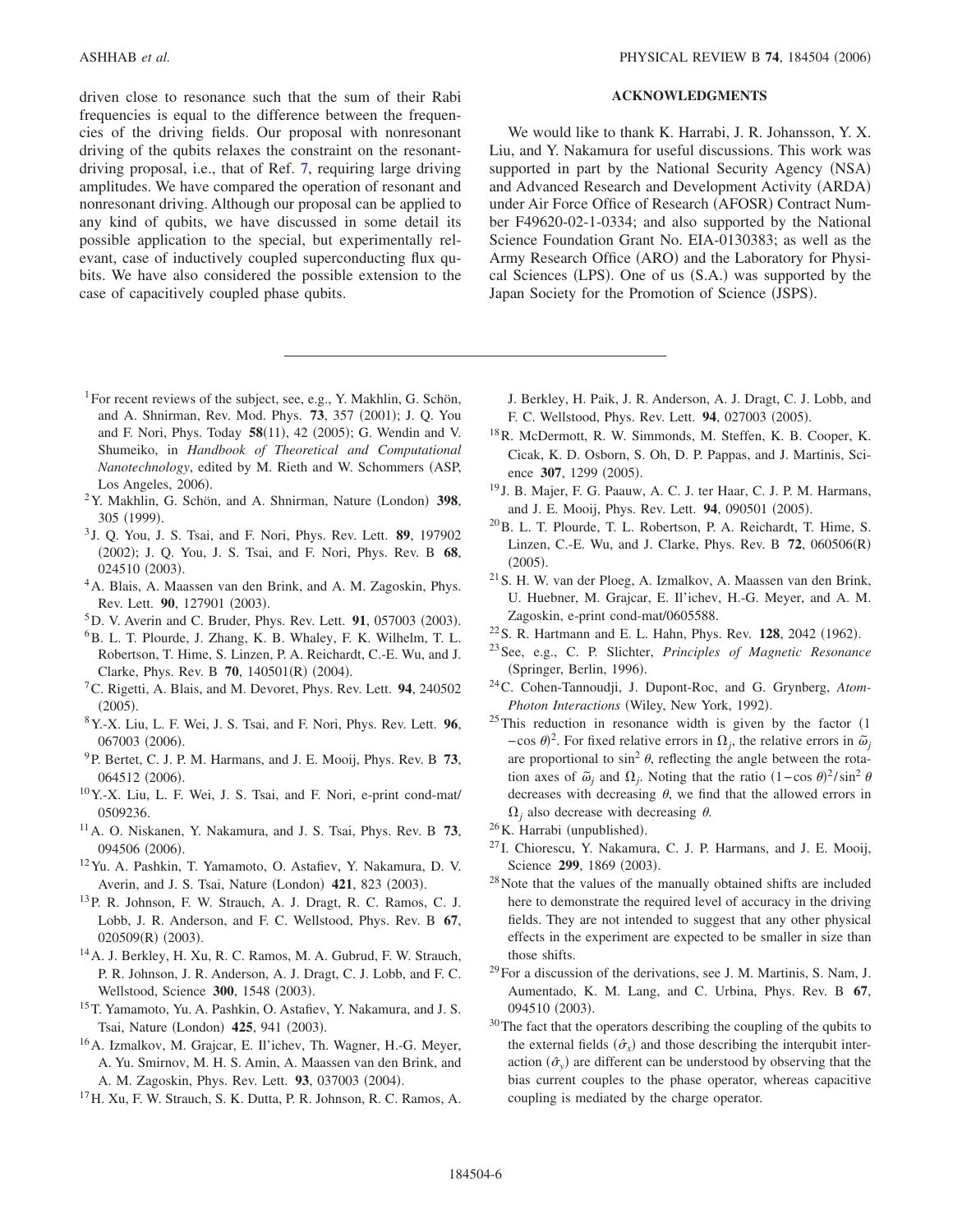driven close to resonance such that the sum of their Rabi frequencies is equal to the difference between the frequencies of the driving fields. Our proposal with nonresonant driving of the qubits relaxes the constraint on the resonant-driving proposal, i.e., that of Ref. 7, requiring large driving amplitudes. We have compared the operation of resonant and nonresonant driving. Although our proposal can be applied to any kind of qubits, we have discussed in some detail its possible application to the special, but experimentally relevant, case of inductively coupled superconducting flux qubits. We have also considered the possible extension to the case of capacitively coupled phase qubits.

## ACKNOWLEDGMENTS

We would like to thank K. Harrabi, J. R. Johansson, Y. X. Liu, and Y. Nakamura for useful discussions. This work was supported in part by the National Security Agency (NSA) and Advanced Research and Development Activity (ARDA) under Air Force Office of Research (AFOSR) Contract Number F49620-02-1-0334; and also supported by the National Science Foundation Grant No. EIA-0130383; as well as the Army Research Office (ARO) and the Laboratory for Physical Sciences (LPS). One of us (S.A.) was supported by the Japan Society for the Promotion of Science (JSPS).

---

[1] For recent reviews of the subject, see, e.g., Y. Makhlin, G. Schön, and A. Shnirman, Rev. Mod. Phys. **73**, 357 (2001); J. Q. You and F. Nori, Phys. Today **58**(11), 42 (2005); G. Wendin and V. Shumeiko, in *Handbook of Theoretical and Computational Nanotechnology*, edited by M. Rieth and W. Schommers (ASP, Los Angeles, 2006).

[2] Y. Makhlin, G. Schön, and A. Shnirman, Nature (London) **398**, 305 (1999).

[3] J. Q. You, J. S. Tsai, and F. Nori, Phys. Rev. Lett. **89**, 197902 (2002); J. Q. You, J. S. Tsai, and F. Nori, Phys. Rev. B **68**, 024510 (2003).

[4] A. Blais, A. Maassen van den Brink, and A. M. Zagoskin, Phys. Rev. Lett. **90**, 127901 (2003).

[5] D. V. Averin and C. Bruder, Phys. Rev. Lett. **91**, 057003 (2003).

[6] B. L. T. Plourde, J. Zhang, K. B. Whaley, F. K. Wilhelm, T. L. Robertson, T. Hime, S. Linzen, P. A. Reichardt, C.-E. Wu, and J. Clarke, Phys. Rev. B **70**, 140501(R) (2004).

[7] C. Rigetti, A. Blais, and M. Devoret, Phys. Rev. Lett. **94**, 240502 (2005).

[8] Y.-X. Liu, L. F. Wei, J. S. Tsai, and F. Nori, Phys. Rev. Lett. **96**, 067003 (2006).

[9] P. Bertet, C. J. P. M. Harmans, and J. E. Mooij, Phys. Rev. B **73**, 064512 (2006).

[10] Y.-X. Liu, L. F. Wei, J. S. Tsai, and F. Nori, e-print cond-mat/0509236.

[11] A. O. Niskanen, Y. Nakamura, and J. S. Tsai, Phys. Rev. B **73**, 094506 (2006).

[12] Yu. A. Pashkin, T. Yamamoto, O. Astafiev, Y. Nakamura, D. V. Averin, and J. S. Tsai, Nature (London) **421**, 823 (2003).

[13] P. R. Johnson, F. W. Strauch, A. J. Dragt, R. C. Ramos, C. J. Lobb, J. R. Anderson, and F. C. Wellstood, Phys. Rev. B **67**, 020509(R) (2003).

[14] A. J. Berkley, H. Xu, R. C. Ramos, M. A. Gubrud, F. W. Strauch, P. R. Johnson, J. R. Anderson, A. J. Dragt, C. J. Lobb, and F. C. Wellstood, Science **300**, 1548 (2003).

[15] T. Yamamoto, Yu. A. Pashkin, O. Astafiev, Y. Nakamura, and J. S. Tsai, Nature (London) **425**, 941 (2003).

[16] A. Izmalkov, M. Grajcar, E. Il'ichev, Th. Wagner, H.-G. Meyer, A. Yu. Smirnov, M. H. S. Amin, A. Maassen van den Brink, and A. M. Zagoskin, Phys. Rev. Lett. **93**, 037003 (2004).

[17] H. Xu, F. W. Strauch, S. K. Dutta, P. R. Johnson, R. C. Ramos, A. J. Berkley, H. Paik, J. R. Anderson, A. J. Dragt, C. J. Lobb, and F. C. Wellstood, Phys. Rev. Lett. **94**, 027003 (2005).

[18] R. McDermott, R. W. Simmonds, M. Steffen, K. B. Cooper, K. Cicak, K. D. Osborn, S. Oh, D. P. Pappas, and J. Martinis, Science **307**, 1299 (2005).

[19] J. B. Majer, F. G. Paauw, A. C. J. ter Haar, C. J. P. M. Harmans, and J. E. Mooij, Phys. Rev. Lett. **94**, 090501 (2005).

[20] B. L. T. Plourde, T. L. Robertson, P. A. Reichardt, T. Hime, S. Linzen, C.-E. Wu, and J. Clarke, Phys. Rev. B **72**, 060506(R) (2005).

[21] S. H. W. van der Ploeg, A. Izmalkov, A. Maassen van den Brink, U. Huebner, M. Grajcar, E. Il'ichev, H.-G. Meyer, and A. M. Zagoskin, e-print cond-mat/0605588.

[22] S. R. Hartmann and E. L. Hahn, Phys. Rev. **128**, 2042 (1962).

[23] See, e.g., C. P. Slichter, *Principles of Magnetic Resonance* (Springer, Berlin, 1996).

[24] C. Cohen-Tannoudji, J. Dupont-Roc, and G. Grynberg, *Atom-Photon Interactions* (Wiley, New York, 1992).

[25] This reduction in resonance width is given by the factor $(1-\cos\theta)^2$. For fixed relative errors in $\Omega_j$, the relative errors in $\tilde{\omega}_j$ are proportional to $\sin^2\theta$, reflecting the angle between the rotation axes of $\tilde{\omega}_j$ and $\Omega_j$. Noting that the ratio $(1-\cos\theta)^2/\sin^2\theta$ decreases with decreasing $\theta$, we find that the allowed errors in $\Omega_j$ also decrease with decreasing $\theta$.

[26] K. Harrabi (unpublished).

[27] I. Chiorescu, Y. Nakamura, C. J. P. Harmans, and J. E. Mooij, Science **299**, 1869 (2003).

[28] Note that the values of the manually obtained shifts are included here to demonstrate the required level of accuracy in the driving fields. They are not intended to suggest that any other physical effects in the experiment are expected to be smaller in size than those shifts.

[29] For a discussion of the derivations, see J. M. Martinis, S. Nam, J. Aumentado, K. M. Lang, and C. Urbina, Phys. Rev. B **67**, 094510 (2003).

[30] The fact that the operators describing the coupling of the qubits to the external fields ($\hat{\sigma}_x$) and those describing the interqubit interaction ($\hat{\sigma}_y$) are different can be understood by observing that the bias current couples to the phase operator, whereas capacitive coupling is mediated by the charge operator.